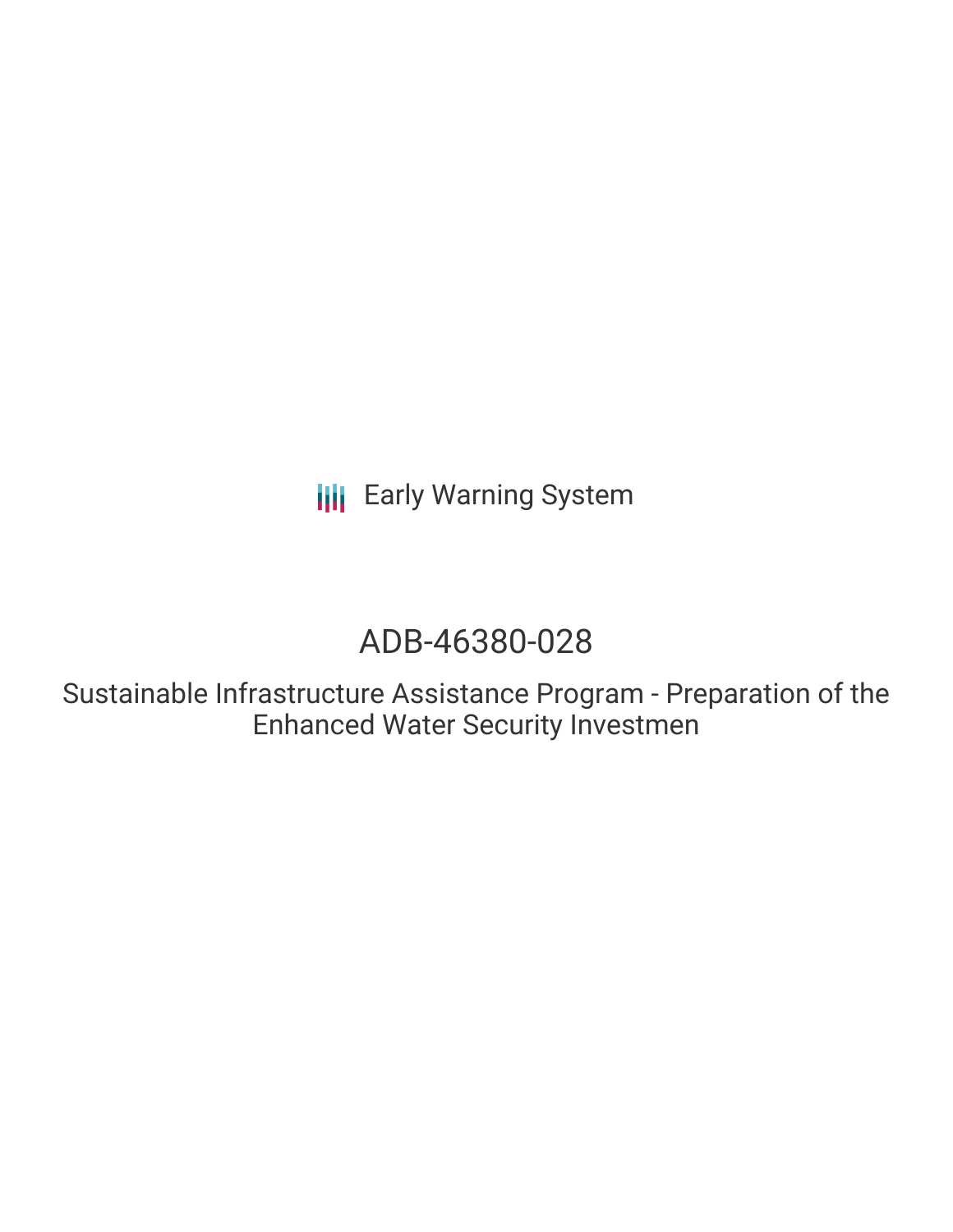Early Warning System

# ADB-46380-028

Sustainable Infrastructure Assistance Program - Preparation of the Enhanced Water Security Investmen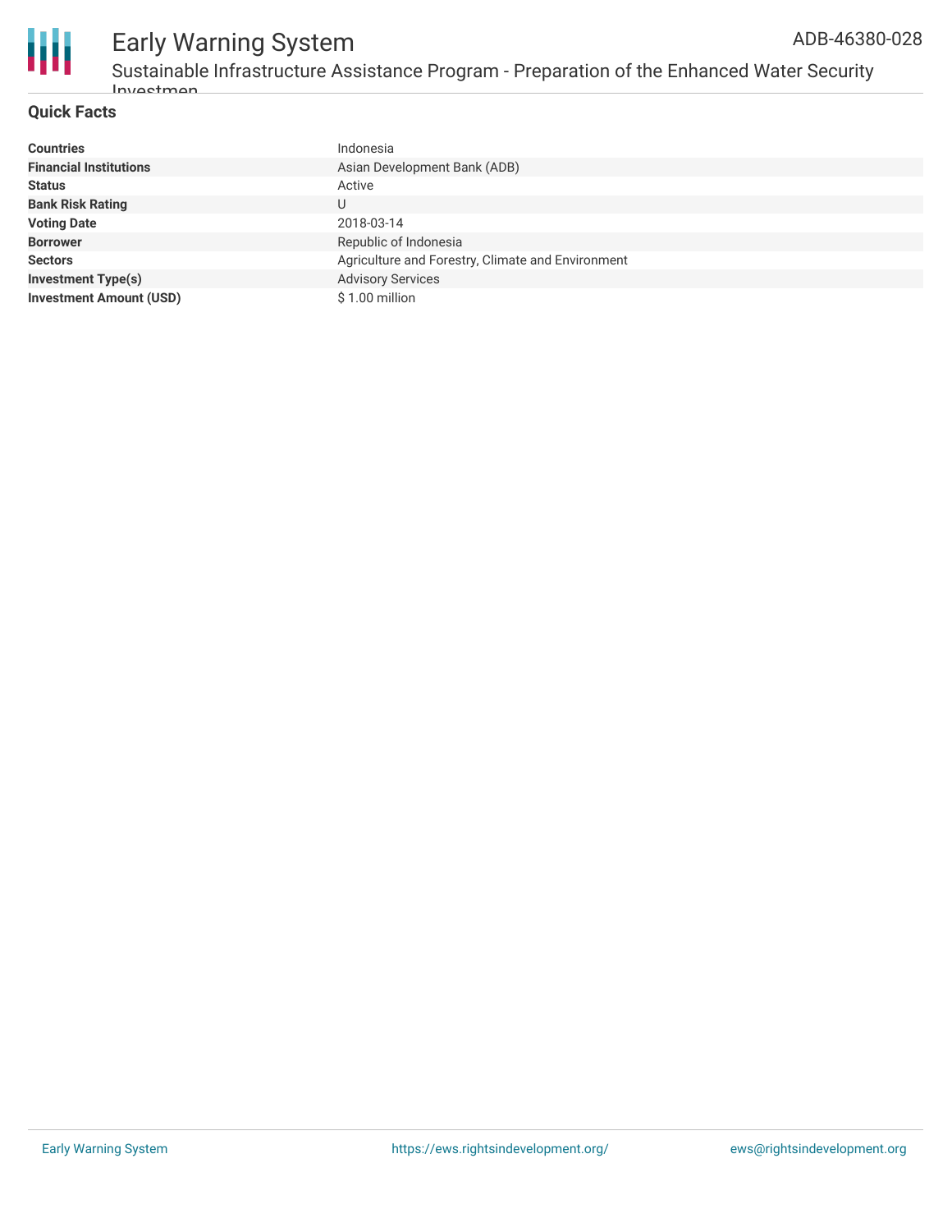## Quick Facts

| | |
|---|---|
| **Countries** | Indonesia |
| **Financial Institutions** | Asian Development Bank (ADB) |
| **Status** | Active |
| **Bank Risk Rating** | U |
| **Voting Date** | 2018-03-14 |
| **Borrower** | Republic of Indonesia |
| **Sectors** | Agriculture and Forestry, Climate and Environment |
| **Investment Type(s)** | Advisory Services |
| **Investment Amount (USD)** | $ 1.00 million |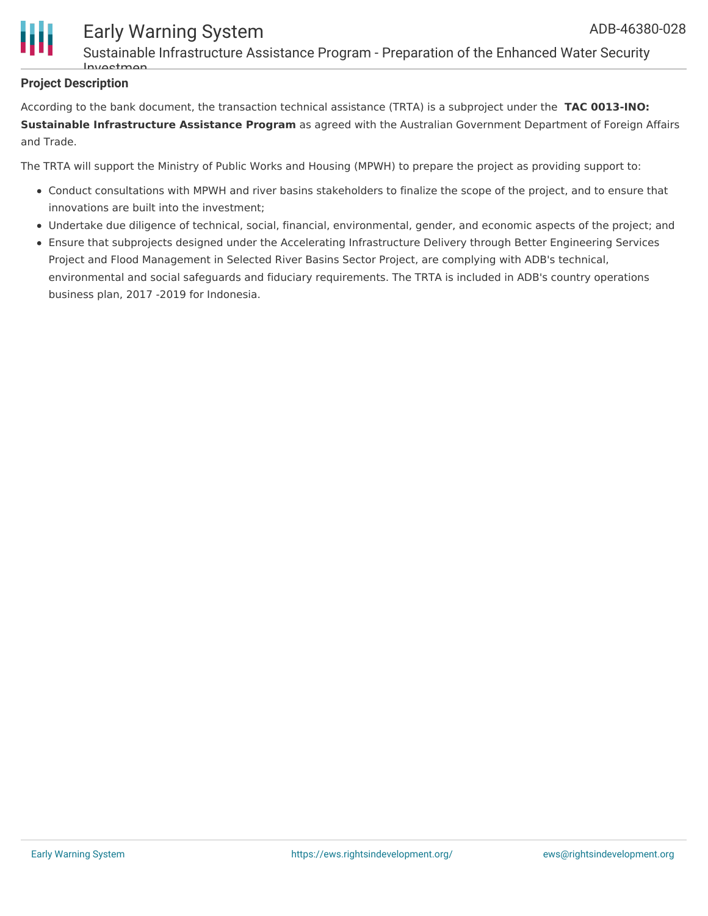## Project Description

According to the bank document, the transaction technical assistance (TRTA) is a subproject under the **TAC 0013-INO: Sustainable Infrastructure Assistance Program** as agreed with the Australian Government Department of Foreign Affairs and Trade.

The TRTA will support the Ministry of Public Works and Housing (MPWH) to prepare the project as providing support to:

- Conduct consultations with MPWH and river basins stakeholders to finalize the scope of the project, and to ensure that innovations are built into the investment;
- Undertake due diligence of technical, social, financial, environmental, gender, and economic aspects of the project; and
- Ensure that subprojects designed under the Accelerating Infrastructure Delivery through Better Engineering Services Project and Flood Management in Selected River Basins Sector Project, are complying with ADB's technical, environmental and social safeguards and fiduciary requirements. The TRTA is included in ADB's country operations business plan, 2017 -2019 for Indonesia.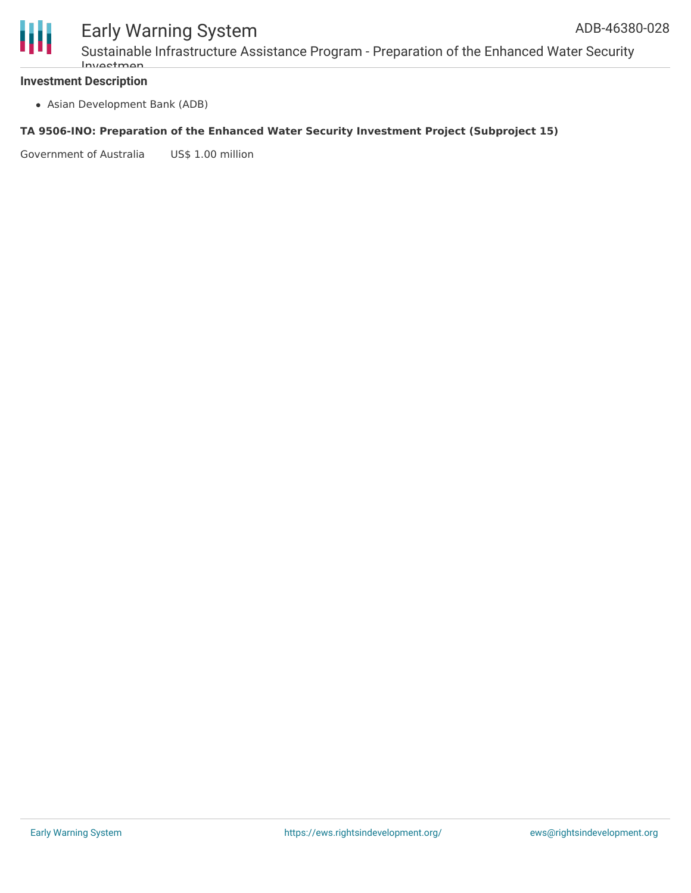### Investment Description

- Asian Development Bank (ADB)

**TA 9506-INO: Preparation of the Enhanced Water Security Investment Project (Subproject 15)**

| Government of Australia | US$ 1.00 million |
| --- | --- |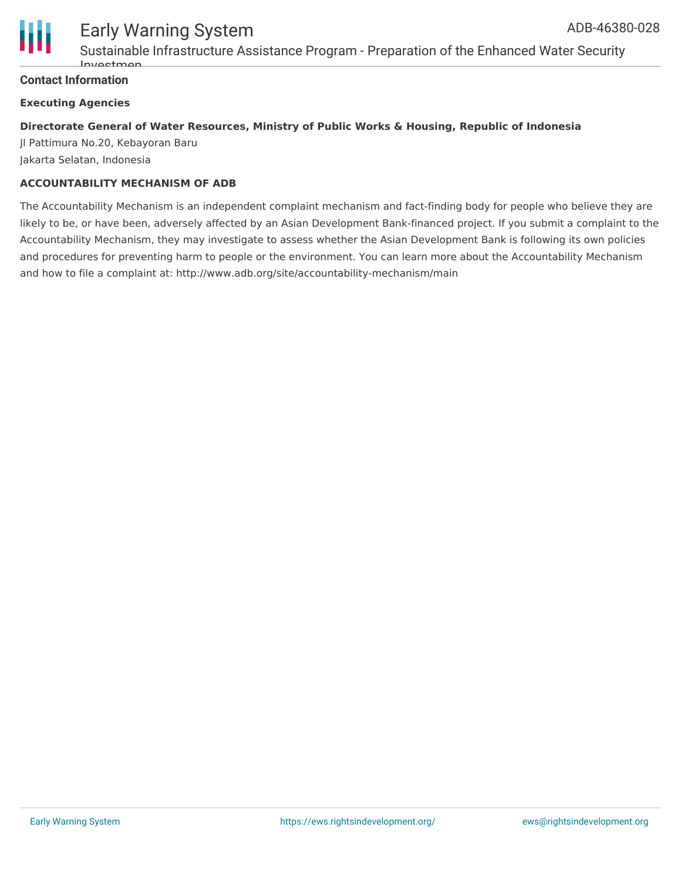## Contact Information

**Executing Agencies**

**Directorate General of Water Resources, Ministry of Public Works & Housing, Republic of Indonesia**
Jl Pattimura No.20, Kebayoran Baru
Jakarta Selatan, Indonesia

**ACCOUNTABILITY MECHANISM OF ADB**

The Accountability Mechanism is an independent complaint mechanism and fact-finding body for people who believe they are likely to be, or have been, adversely affected by an Asian Development Bank-financed project. If you submit a complaint to the Accountability Mechanism, they may investigate to assess whether the Asian Development Bank is following its own policies and procedures for preventing harm to people or the environment. You can learn more about the Accountability Mechanism and how to file a complaint at: http://www.adb.org/site/accountability-mechanism/main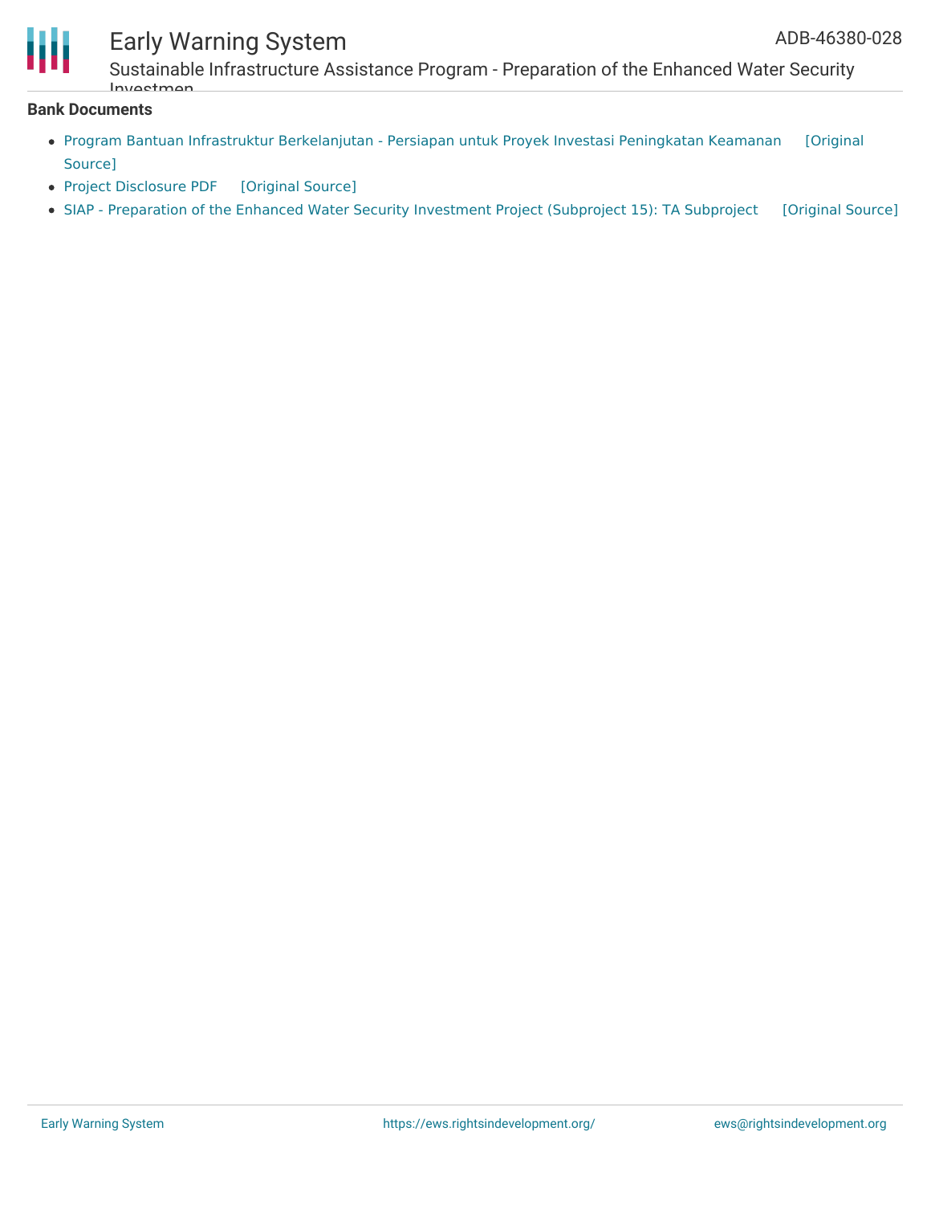## Bank Documents

- Program Bantuan Infrastruktur Berkelanjutan - Persiapan untuk Proyek Investasi Peningkatan Keamanan [Original Source]
- Project Disclosure PDF [Original Source]
- SIAP - Preparation of the Enhanced Water Security Investment Project (Subproject 15): TA Subproject [Original Source]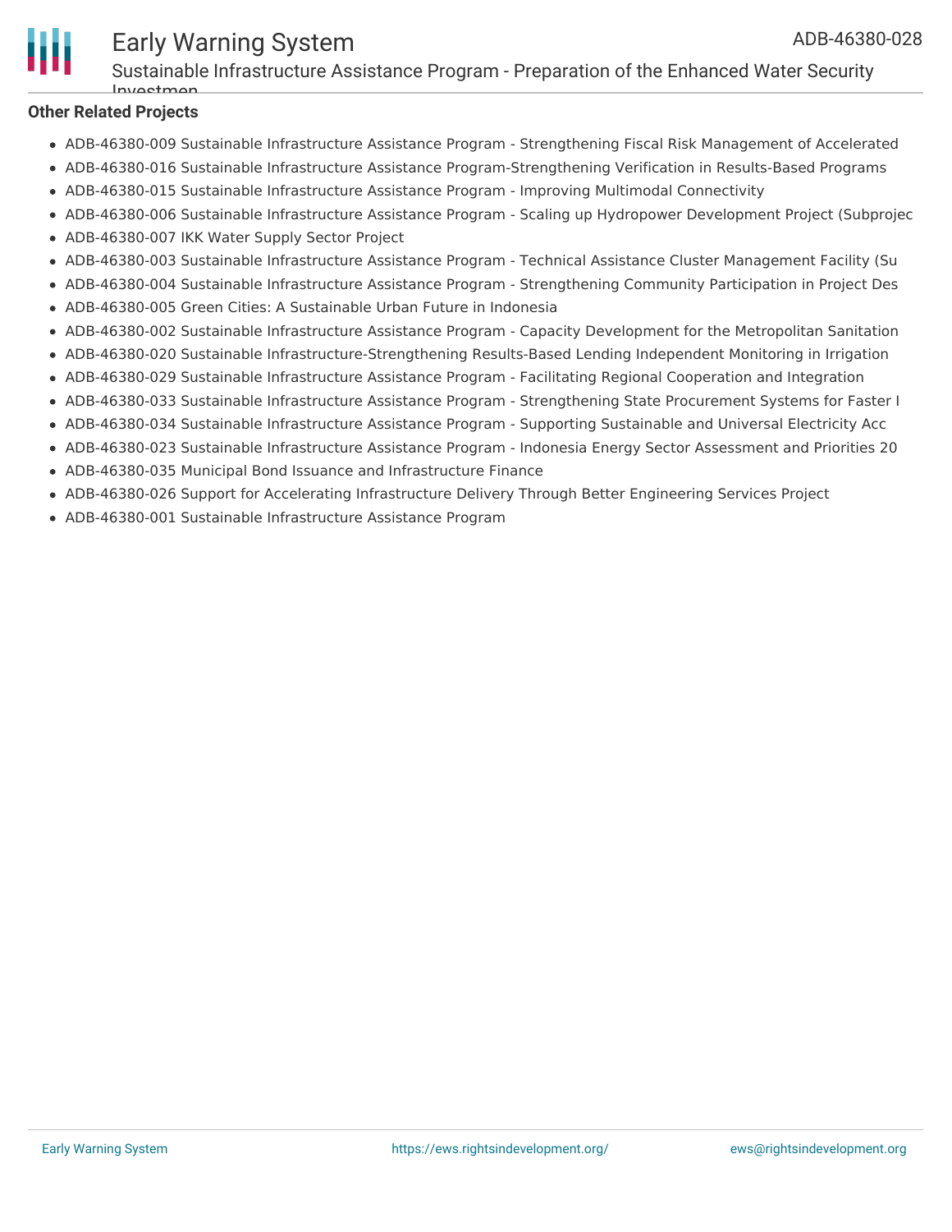**Other Related Projects**

- ADB-46380-009 Sustainable Infrastructure Assistance Program - Strengthening Fiscal Risk Management of Accelerated
- ADB-46380-016 Sustainable Infrastructure Assistance Program-Strengthening Verification in Results-Based Programs
- ADB-46380-015 Sustainable Infrastructure Assistance Program - Improving Multimodal Connectivity
- ADB-46380-006 Sustainable Infrastructure Assistance Program - Scaling up Hydropower Development Project (Subprojec
- ADB-46380-007 IKK Water Supply Sector Project
- ADB-46380-003 Sustainable Infrastructure Assistance Program - Technical Assistance Cluster Management Facility (Su
- ADB-46380-004 Sustainable Infrastructure Assistance Program - Strengthening Community Participation in Project Des
- ADB-46380-005 Green Cities: A Sustainable Urban Future in Indonesia
- ADB-46380-002 Sustainable Infrastructure Assistance Program - Capacity Development for the Metropolitan Sanitation
- ADB-46380-020 Sustainable Infrastructure-Strengthening Results-Based Lending Independent Monitoring in Irrigation
- ADB-46380-029 Sustainable Infrastructure Assistance Program - Facilitating Regional Cooperation and Integration
- ADB-46380-033 Sustainable Infrastructure Assistance Program - Strengthening State Procurement Systems for Faster I
- ADB-46380-034 Sustainable Infrastructure Assistance Program - Supporting Sustainable and Universal Electricity Acc
- ADB-46380-023 Sustainable Infrastructure Assistance Program - Indonesia Energy Sector Assessment and Priorities 20
- ADB-46380-035 Municipal Bond Issuance and Infrastructure Finance
- ADB-46380-026 Support for Accelerating Infrastructure Delivery Through Better Engineering Services Project
- ADB-46380-001 Sustainable Infrastructure Assistance Program